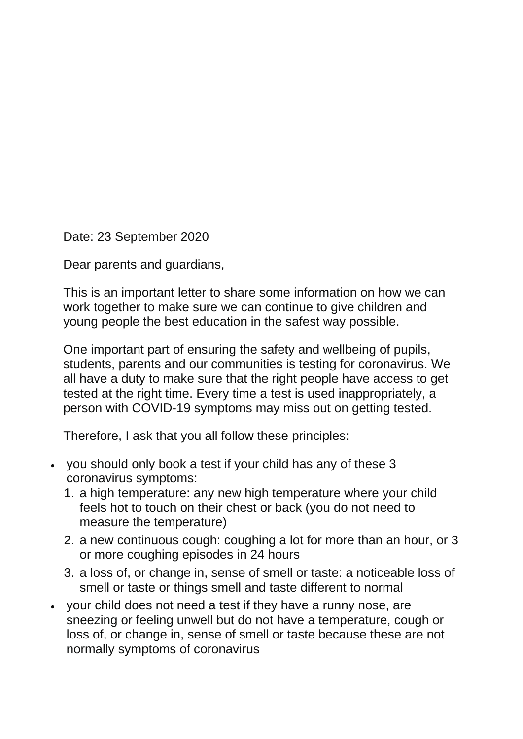Date: 23 September 2020

Dear parents and guardians,

This is an important letter to share some information on how we can work together to make sure we can continue to give children and young people the best education in the safest way possible.

One important part of ensuring the safety and wellbeing of pupils, students, parents and our communities is testing for coronavirus. We all have a duty to make sure that the right people have access to get tested at the right time. Every time a test is used inappropriately, a person with COVID-19 symptoms may miss out on getting tested.

Therefore, I ask that you all follow these principles:

- you should only book a test if your child has any of these 3 coronavirus symptoms:
  1. a high temperature: any new high temperature where your child feels hot to touch on their chest or back (you do not need to measure the temperature)
  2. a new continuous cough: coughing a lot for more than an hour, or 3 or more coughing episodes in 24 hours
  3. a loss of, or change in, sense of smell or taste: a noticeable loss of smell or taste or things smell and taste different to normal
- your child does not need a test if they have a runny nose, are sneezing or feeling unwell but do not have a temperature, cough or loss of, or change in, sense of smell or taste because these are not normally symptoms of coronavirus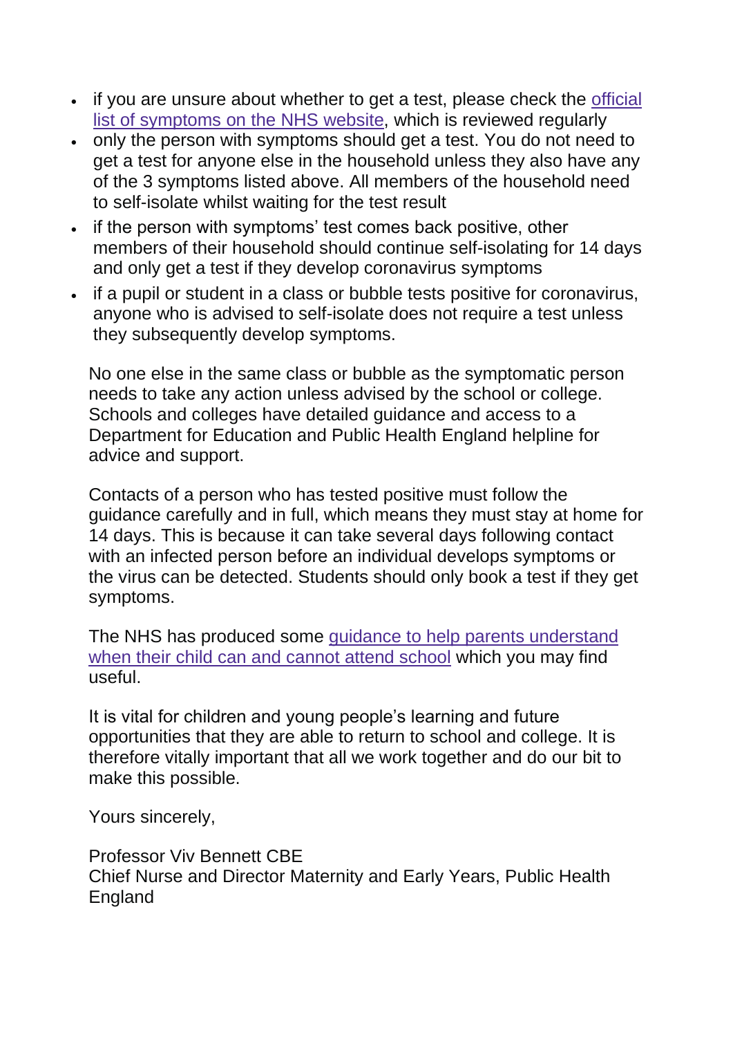- if you are unsure about whether to get a test, please check the official list of symptoms on the NHS website, which is reviewed regularly
- only the person with symptoms should get a test. You do not need to get a test for anyone else in the household unless they also have any of the 3 symptoms listed above. All members of the household need to self-isolate whilst waiting for the test result
- if the person with symptoms' test comes back positive, other members of their household should continue self-isolating for 14 days and only get a test if they develop coronavirus symptoms
- if a pupil or student in a class or bubble tests positive for coronavirus, anyone who is advised to self-isolate does not require a test unless they subsequently develop symptoms.

No one else in the same class or bubble as the symptomatic person needs to take any action unless advised by the school or college. Schools and colleges have detailed guidance and access to a Department for Education and Public Health England helpline for advice and support.

Contacts of a person who has tested positive must follow the guidance carefully and in full, which means they must stay at home for 14 days. This is because it can take several days following contact with an infected person before an individual develops symptoms or the virus can be detected. Students should only book a test if they get symptoms.

The NHS has produced some guidance to help parents understand when their child can and cannot attend school which you may find useful.

It is vital for children and young people's learning and future opportunities that they are able to return to school and college. It is therefore vitally important that all we work together and do our bit to make this possible.

Yours sincerely,

Professor Viv Bennett CBE  
Chief Nurse and Director Maternity and Early Years, Public Health England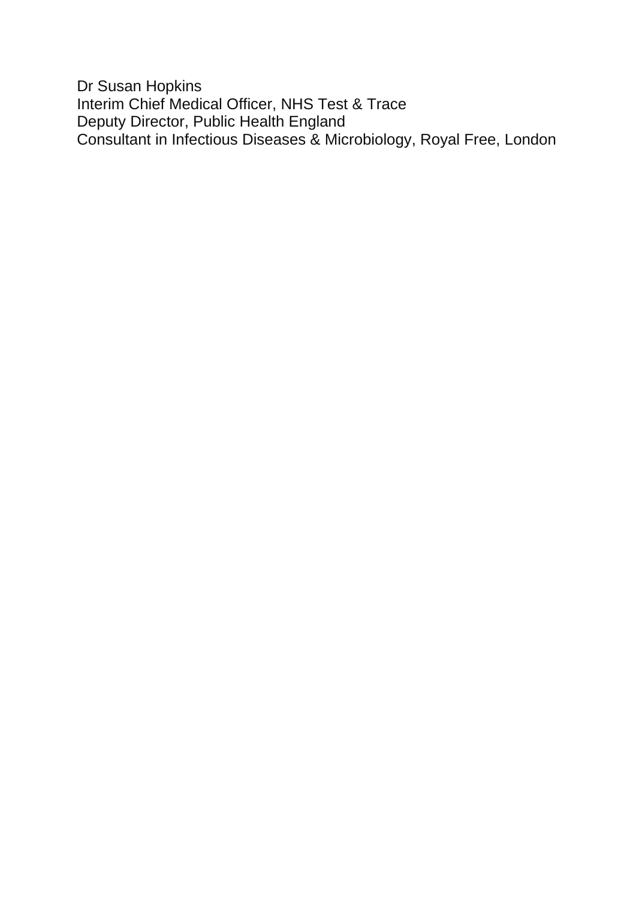Dr Susan Hopkins
Interim Chief Medical Officer, NHS Test & Trace
Deputy Director, Public Health England
Consultant in Infectious Diseases & Microbiology, Royal Free, London